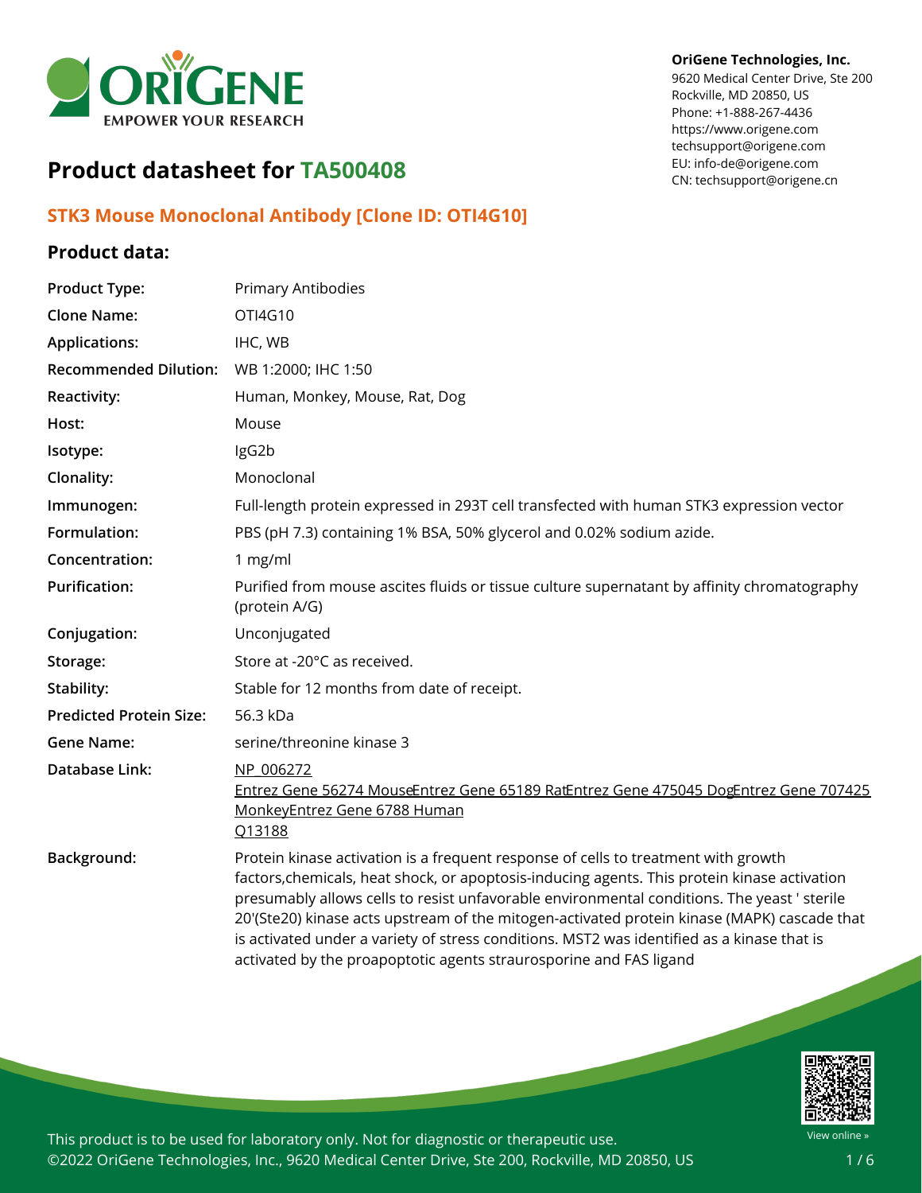**OriGene Technologies, Inc.**
9620 Medical Center Drive, Ste 200
Rockville, MD 20850, US
Phone: +1-888-267-4436
https://www.origene.com
techsupport@origene.com
EU: info-de@origene.com
CN: techsupport@origene.cn

# Product datasheet for TA500408

## STK3 Mouse Monoclonal Antibody [Clone ID: OTI4G10]

### Product data:

| | |
|---|---|
| **Product Type:** | Primary Antibodies |
| **Clone Name:** | OTI4G10 |
| **Applications:** | IHC, WB |
| **Recommended Dilution:** | WB 1:2000; IHC 1:50 |
| **Reactivity:** | Human, Monkey, Mouse, Rat, Dog |
| **Host:** | Mouse |
| **Isotype:** | IgG2b |
| **Clonality:** | Monoclonal |
| **Immunogen:** | Full-length protein expressed in 293T cell transfected with human STK3 expression vector |
| **Formulation:** | PBS (pH 7.3) containing 1% BSA, 50% glycerol and 0.02% sodium azide. |
| **Concentration:** | 1 mg/ml |
| **Purification:** | Purified from mouse ascites fluids or tissue culture supernatant by affinity chromatography (protein A/G) |
| **Conjugation:** | Unconjugated |
| **Storage:** | Store at -20°C as received. |
| **Stability:** | Stable for 12 months from date of receipt. |
| **Predicted Protein Size:** | 56.3 kDa |
| **Gene Name:** | serine/threonine kinase 3 |
| **Database Link:** | NP_006272<br>Entrez Gene 56274 MouseEntrez Gene 65189 RatEntrez Gene 475045 DogEntrez Gene 707425 MonkeyEntrez Gene 6788 Human<br>Q13188 |
| **Background:** | Protein kinase activation is a frequent response of cells to treatment with growth factors,chemicals, heat shock, or apoptosis-inducing agents. This protein kinase activation presumably allows cells to resist unfavorable environmental conditions. The yeast ' sterile 20'(Ste20) kinase acts upstream of the mitogen-activated protein kinase (MAPK) cascade that is activated under a variety of stress conditions. MST2 was identified as a kinase that is activated by the proapoptotic agents staurosporine and FAS ligand |

This product is to be used for laboratory only. Not for diagnostic or therapeutic use.
©2022 OriGene Technologies, Inc., 9620 Medical Center Drive, Ste 200, Rockville, MD 20850, US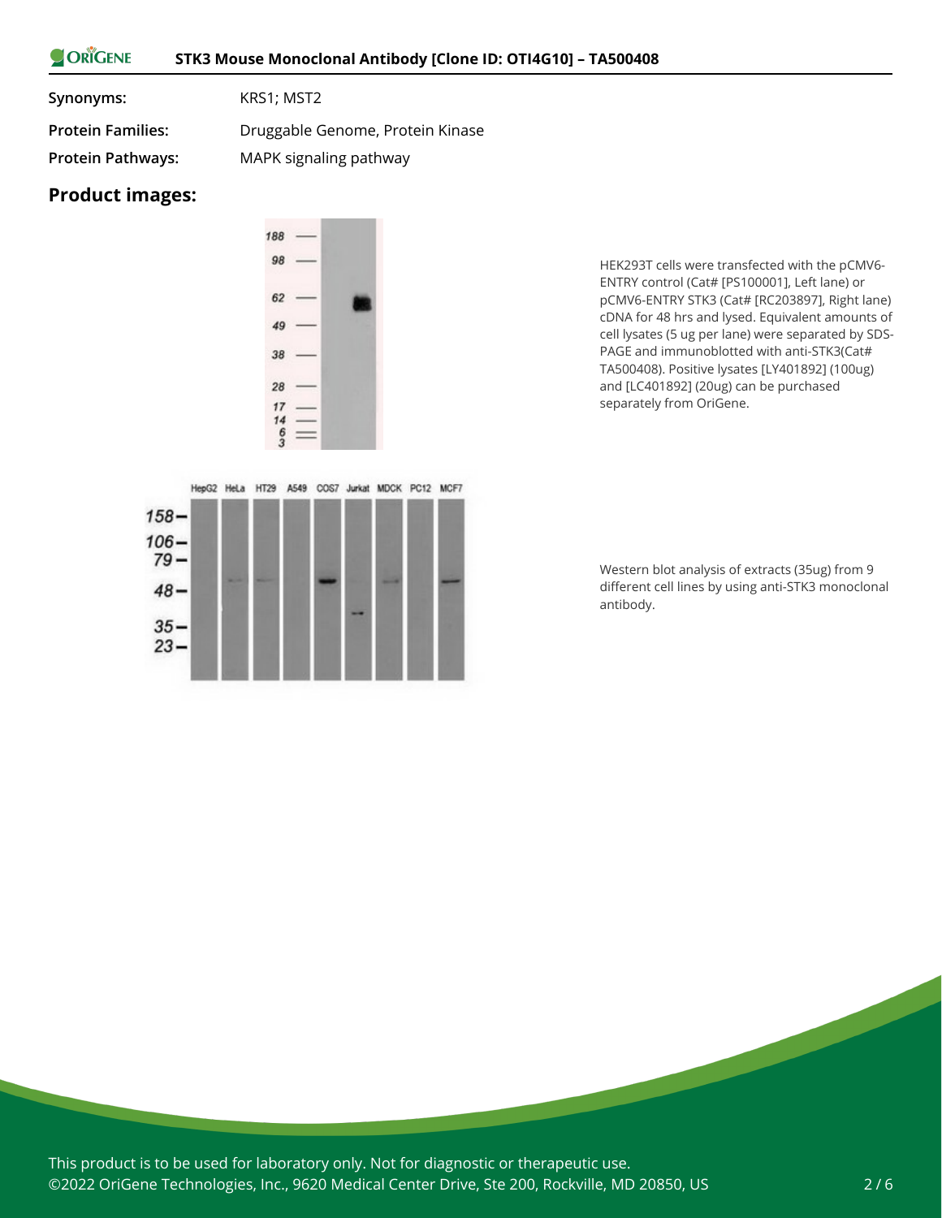| | |
|---|---|
| **Synonyms:** | KRS1; MST2 |
| **Protein Families:** | Druggable Genome, Protein Kinase |
| **Protein Pathways:** | MAPK signaling pathway |

## Product images:

HEK293T cells were transfected with the pCMV6-ENTRY control (Cat# [PS100001], Left lane) or pCMV6-ENTRY STK3 (Cat# [RC203897], Right lane) cDNA for 48 hrs and lysed. Equivalent amounts of cell lysates (5 ug per lane) were separated by SDS-PAGE and immunoblotted with anti-STK3(Cat# TA500408). Positive lysates [LY401892] (100ug) and [LC401892] (20ug) can be purchased separately from OriGene.

Western blot analysis of extracts (35ug) from 9 different cell lines by using anti-STK3 monoclonal antibody.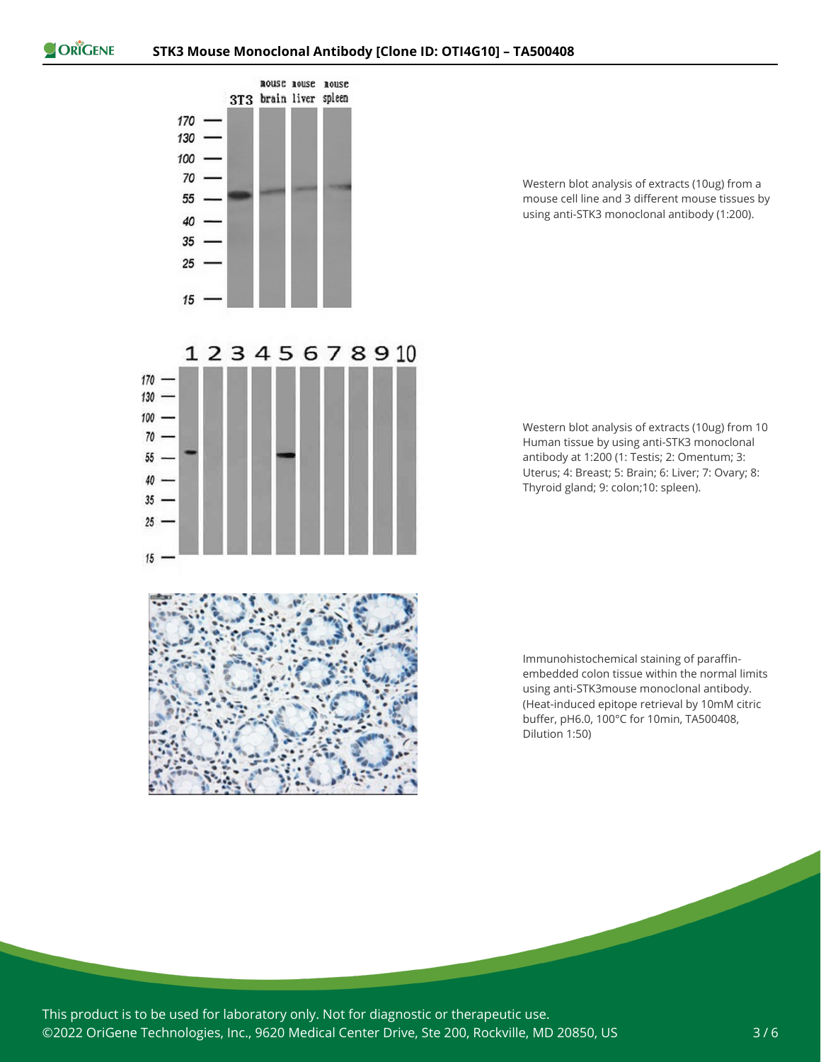Western blot analysis of extracts (10ug) from a mouse cell line and 3 different mouse tissues by using anti-STK3 monoclonal antibody (1:200).

Western blot analysis of extracts (10ug) from 10 Human tissue by using anti-STK3 monoclonal antibody at 1:200 (1: Testis; 2: Omentum; 3: Uterus; 4: Breast; 5: Brain; 6: Liver; 7: Ovary; 8: Thyroid gland; 9: colon;10: spleen).

Immunohistochemical staining of paraffin-embedded colon tissue within the normal limits using anti-STK3mouse monoclonal antibody. (Heat-induced epitope retrieval by 10mM citric buffer, pH6.0, 100°C for 10min, TA500408, Dilution 1:50)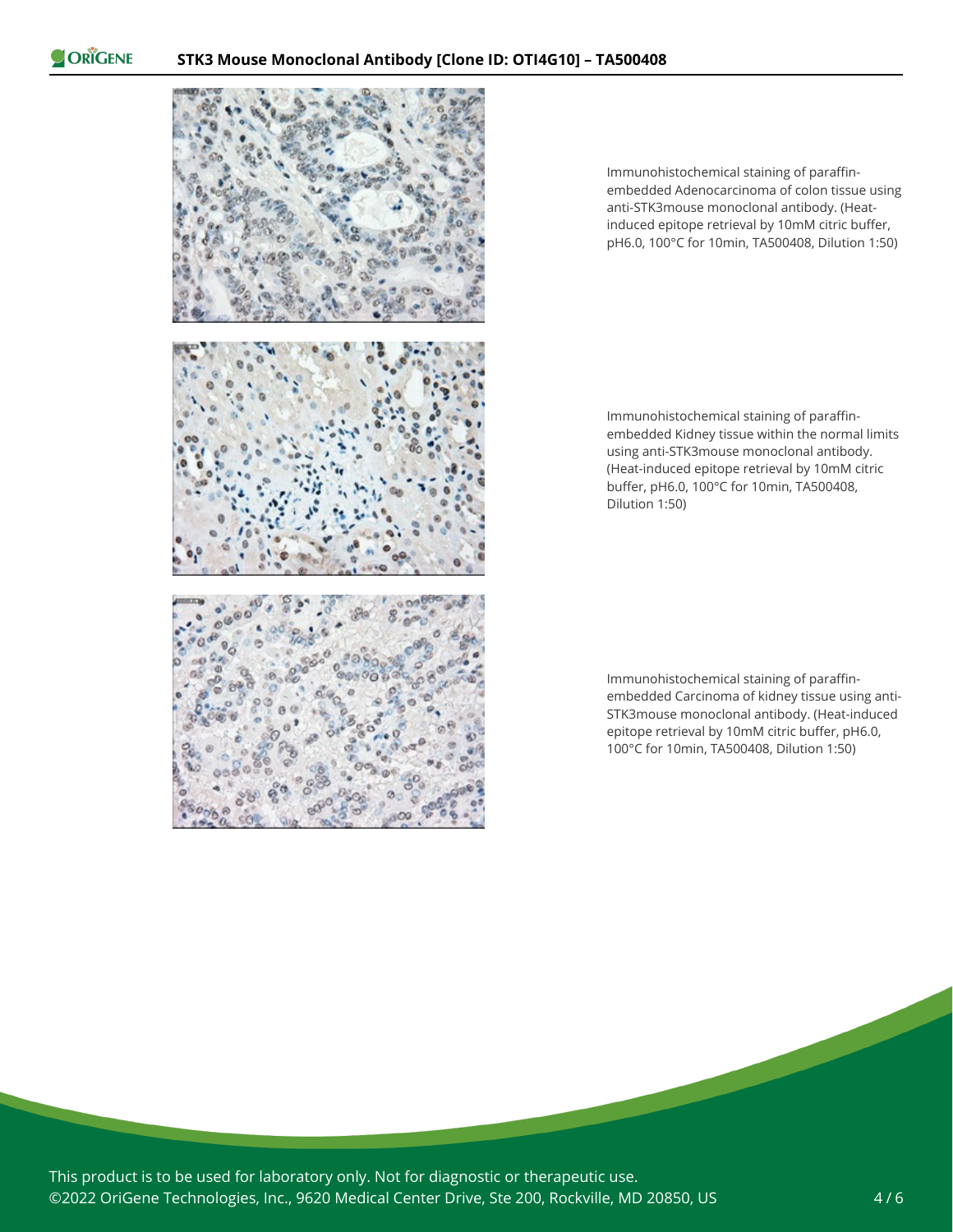Immunohistochemical staining of paraffin-embedded Adenocarcinoma of colon tissue using anti-STK3mouse monoclonal antibody. (Heat-induced epitope retrieval by 10mM citric buffer, pH6.0, 100°C for 10min, TA500408, Dilution 1:50)

Immunohistochemical staining of paraffin-embedded Kidney tissue within the normal limits using anti-STK3mouse monoclonal antibody. (Heat-induced epitope retrieval by 10mM citric buffer, pH6.0, 100°C for 10min, TA500408, Dilution 1:50)

Immunohistochemical staining of paraffin-embedded Carcinoma of kidney tissue using anti-STK3mouse monoclonal antibody. (Heat-induced epitope retrieval by 10mM citric buffer, pH6.0, 100°C for 10min, TA500408, Dilution 1:50)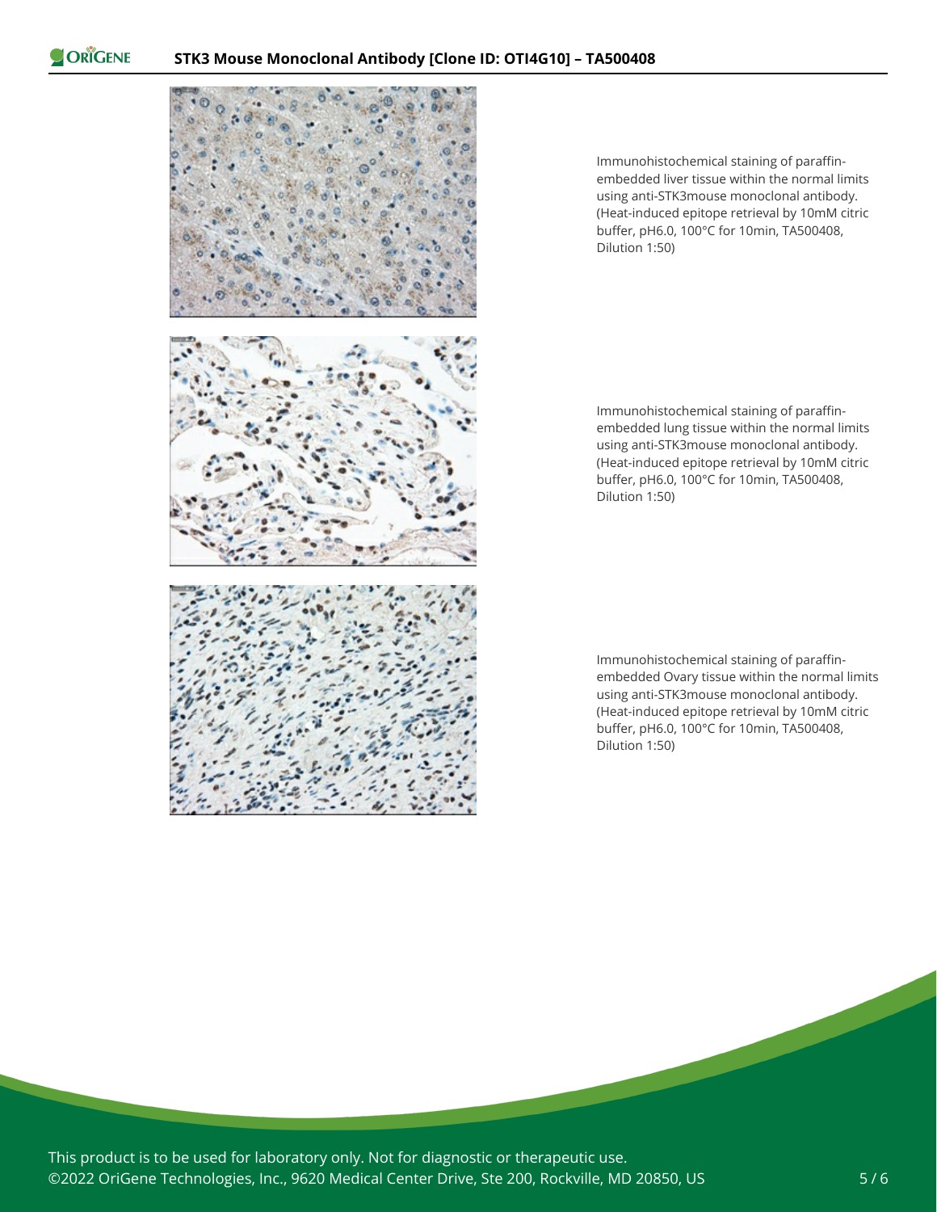Immunohistochemical staining of paraffin-embedded liver tissue within the normal limits using anti-STK3mouse monoclonal antibody. (Heat-induced epitope retrieval by 10mM citric buffer, pH6.0, 100°C for 10min, TA500408, Dilution 1:50)

Immunohistochemical staining of paraffin-embedded lung tissue within the normal limits using anti-STK3mouse monoclonal antibody. (Heat-induced epitope retrieval by 10mM citric buffer, pH6.0, 100°C for 10min, TA500408, Dilution 1:50)

Immunohistochemical staining of paraffin-embedded Ovary tissue within the normal limits using anti-STK3mouse monoclonal antibody. (Heat-induced epitope retrieval by 10mM citric buffer, pH6.0, 100°C for 10min, TA500408, Dilution 1:50)

This product is to be used for laboratory only. Not for diagnostic or therapeutic use.
©2022 OriGene Technologies, Inc., 9620 Medical Center Drive, Ste 200, Rockville, MD 20850, US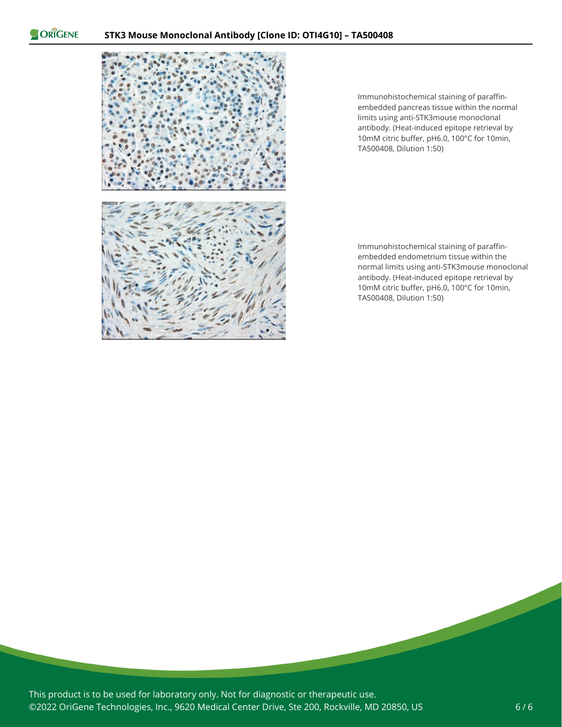Immunohistochemical staining of paraffin-embedded pancreas tissue within the normal limits using anti-STK3mouse monoclonal antibody. (Heat-induced epitope retrieval by 10mM citric buffer, pH6.0, 100°C for 10min, TA500408, Dilution 1:50)

Immunohistochemical staining of paraffin-embedded endometrium tissue within the normal limits using anti-STK3mouse monoclonal antibody. (Heat-induced epitope retrieval by 10mM citric buffer, pH6.0, 100°C for 10min, TA500408, Dilution 1:50)

This product is to be used for laboratory only. Not for diagnostic or therapeutic use.
©2022 OriGene Technologies, Inc., 9620 Medical Center Drive, Ste 200, Rockville, MD 20850, US